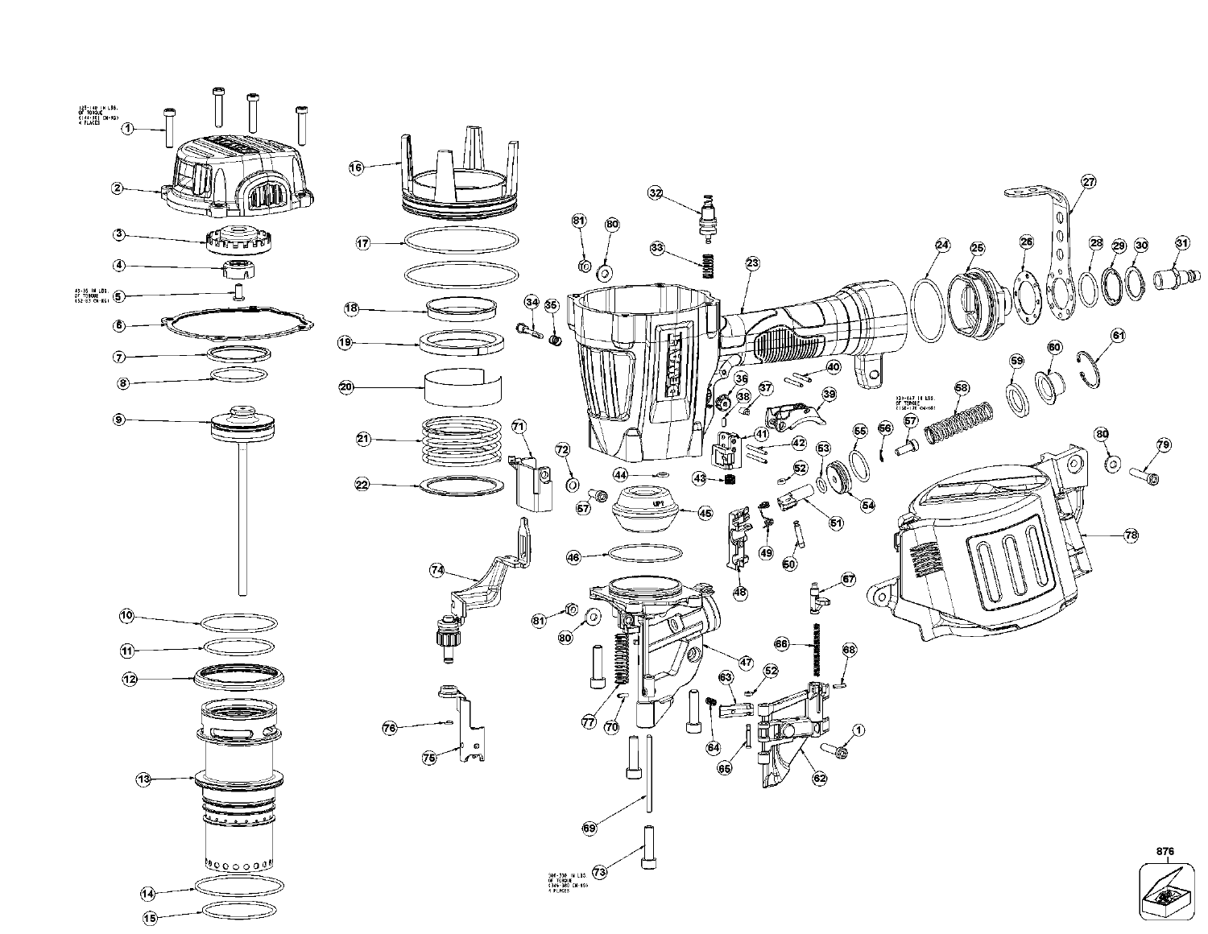125-140 IN LBS.
OF TORQUE
(14-16) (N-M)
4 PLACES

45-55 IN LBS.
OF TORQUE
(5.2-6.3 N-M)

131-147 IN LBS.
OF TORQUE
(15.0-17.0 N-M)

300-330 IN LBS.
OF TORQUE
(34-38 N-M)
4 PLACES

876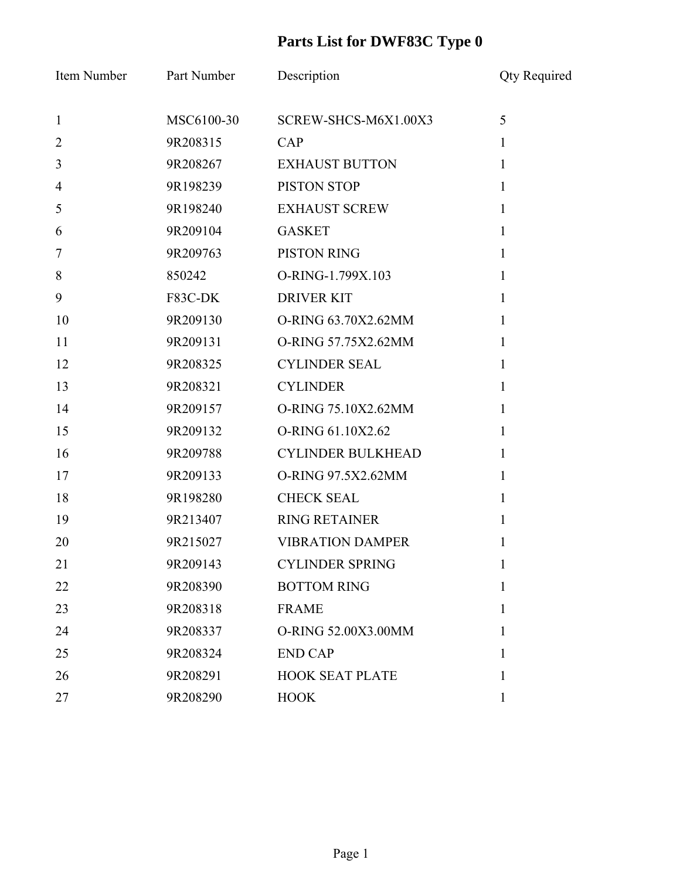# Parts List for DWF83C Type 0

| Item Number | Part Number | Description | Qty Required |
|---|---|---|---|
| 1 | MSC6100-30 | SCREW-SHCS-M6X1.00X3 | 5 |
| 2 | 9R208315 | CAP | 1 |
| 3 | 9R208267 | EXHAUST BUTTON | 1 |
| 4 | 9R198239 | PISTON STOP | 1 |
| 5 | 9R198240 | EXHAUST SCREW | 1 |
| 6 | 9R209104 | GASKET | 1 |
| 7 | 9R209763 | PISTON RING | 1 |
| 8 | 850242 | O-RING-1.799X.103 | 1 |
| 9 | F83C-DK | DRIVER KIT | 1 |
| 10 | 9R209130 | O-RING 63.70X2.62MM | 1 |
| 11 | 9R209131 | O-RING 57.75X2.62MM | 1 |
| 12 | 9R208325 | CYLINDER SEAL | 1 |
| 13 | 9R208321 | CYLINDER | 1 |
| 14 | 9R209157 | O-RING 75.10X2.62MM | 1 |
| 15 | 9R209132 | O-RING 61.10X2.62 | 1 |
| 16 | 9R209788 | CYLINDER BULKHEAD | 1 |
| 17 | 9R209133 | O-RING 97.5X2.62MM | 1 |
| 18 | 9R198280 | CHECK SEAL | 1 |
| 19 | 9R213407 | RING RETAINER | 1 |
| 20 | 9R215027 | VIBRATION DAMPER | 1 |
| 21 | 9R209143 | CYLINDER SPRING | 1 |
| 22 | 9R208390 | BOTTOM RING | 1 |
| 23 | 9R208318 | FRAME | 1 |
| 24 | 9R208337 | O-RING 52.00X3.00MM | 1 |
| 25 | 9R208324 | END CAP | 1 |
| 26 | 9R208291 | HOOK SEAT PLATE | 1 |
| 27 | 9R208290 | HOOK | 1 |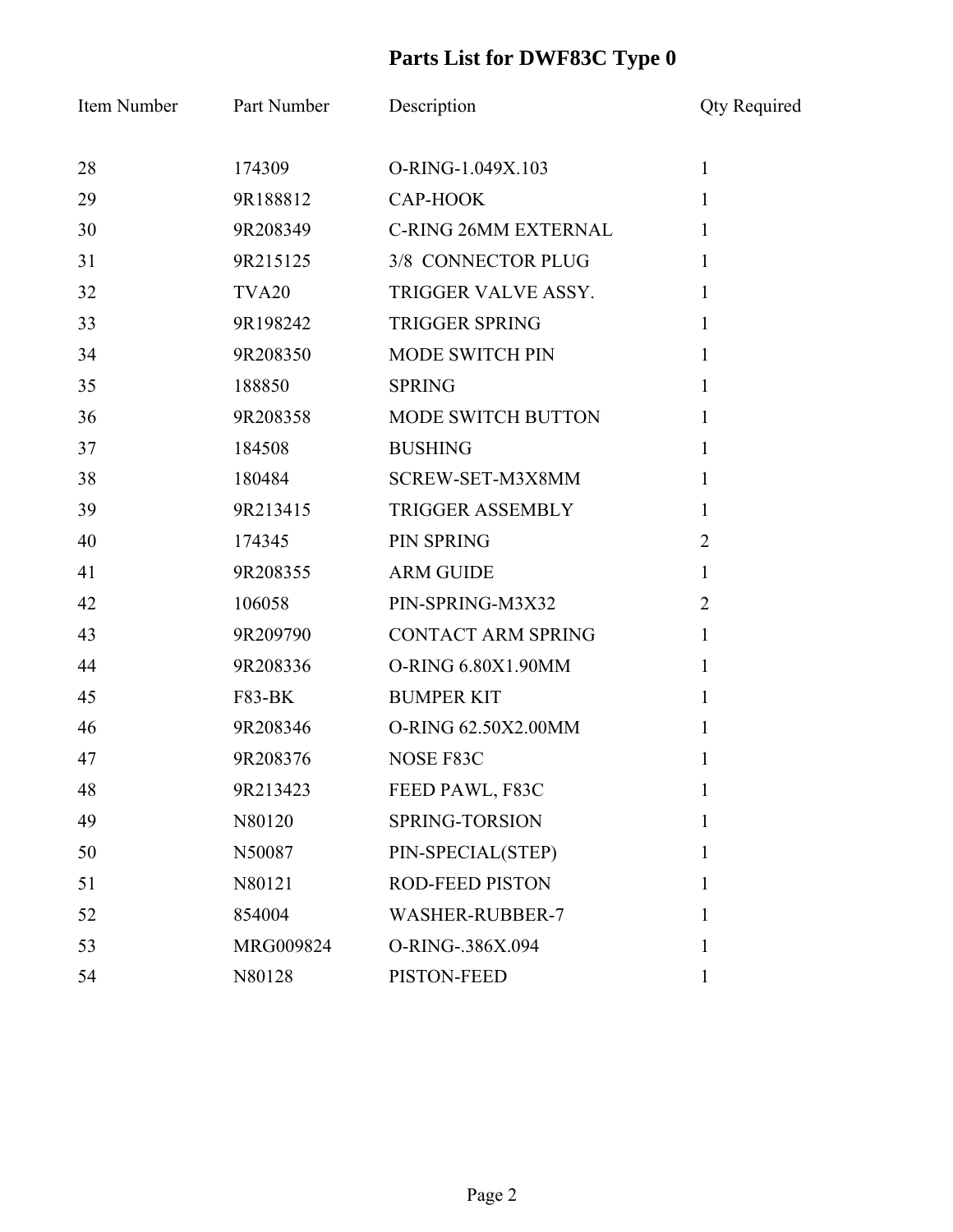# Parts List for DWF83C Type 0

| Item Number | Part Number | Description | Qty Required |
| --- | --- | --- | --- |
| 28 | 174309 | O-RING-1.049X.103 | 1 |
| 29 | 9R188812 | CAP-HOOK | 1 |
| 30 | 9R208349 | C-RING 26MM EXTERNAL | 1 |
| 31 | 9R215125 | 3/8 CONNECTOR PLUG | 1 |
| 32 | TVA20 | TRIGGER VALVE ASSY. | 1 |
| 33 | 9R198242 | TRIGGER SPRING | 1 |
| 34 | 9R208350 | MODE SWITCH PIN | 1 |
| 35 | 188850 | SPRING | 1 |
| 36 | 9R208358 | MODE SWITCH BUTTON | 1 |
| 37 | 184508 | BUSHING | 1 |
| 38 | 180484 | SCREW-SET-M3X8MM | 1 |
| 39 | 9R213415 | TRIGGER ASSEMBLY | 1 |
| 40 | 174345 | PIN SPRING | 2 |
| 41 | 9R208355 | ARM GUIDE | 1 |
| 42 | 106058 | PIN-SPRING-M3X32 | 2 |
| 43 | 9R209790 | CONTACT ARM SPRING | 1 |
| 44 | 9R208336 | O-RING 6.80X1.90MM | 1 |
| 45 | F83-BK | BUMPER KIT | 1 |
| 46 | 9R208346 | O-RING 62.50X2.00MM | 1 |
| 47 | 9R208376 | NOSE F83C | 1 |
| 48 | 9R213423 | FEED PAWL, F83C | 1 |
| 49 | N80120 | SPRING-TORSION | 1 |
| 50 | N50087 | PIN-SPECIAL(STEP) | 1 |
| 51 | N80121 | ROD-FEED PISTON | 1 |
| 52 | 854004 | WASHER-RUBBER-7 | 1 |
| 53 | MRG009824 | O-RING-.386X.094 | 1 |
| 54 | N80128 | PISTON-FEED | 1 |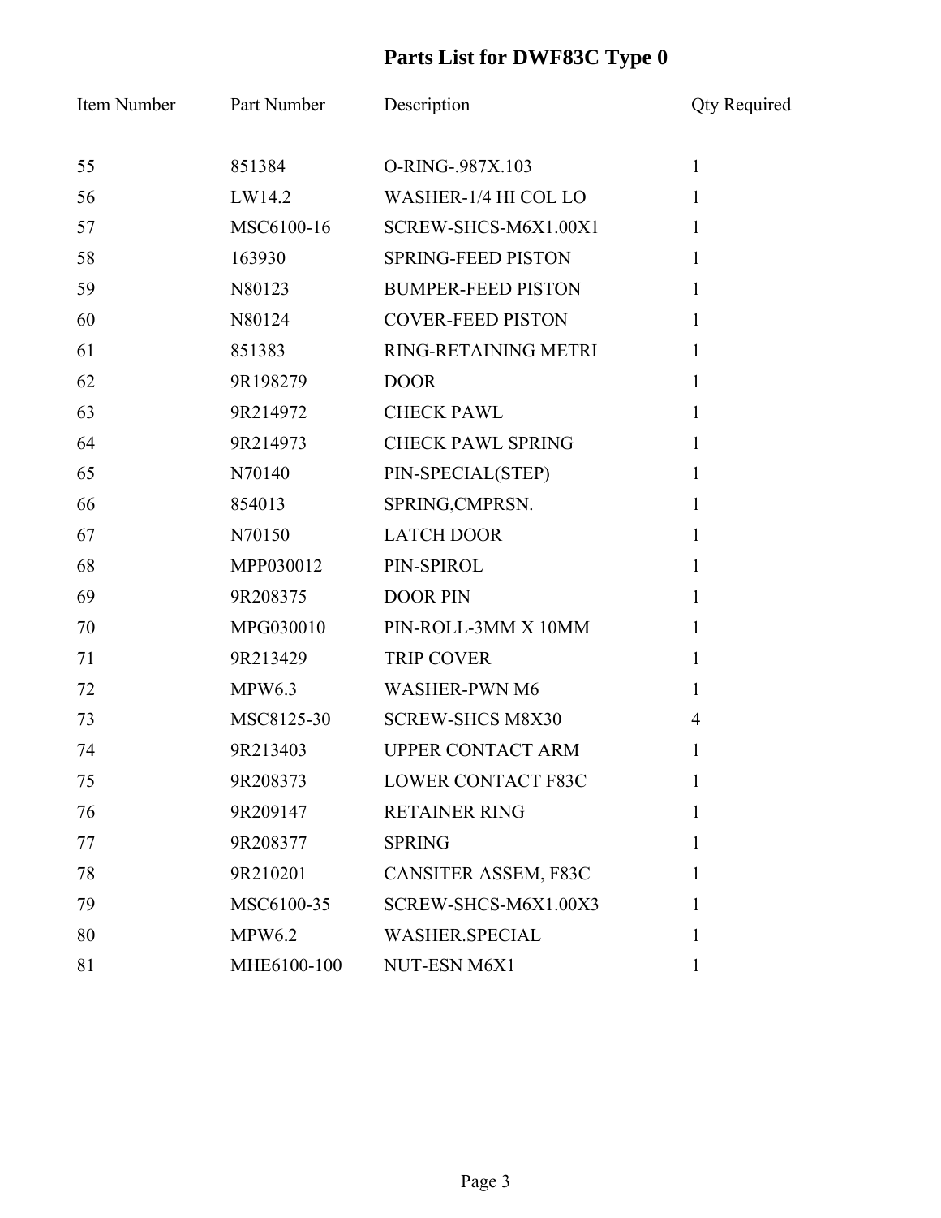# Parts List for DWF83C Type 0

| Item Number | Part Number | Description | Qty Required |
|---|---|---|---|
| 55 | 851384 | O-RING-.987X.103 | 1 |
| 56 | LW14.2 | WASHER-1/4 HI COL LO | 1 |
| 57 | MSC6100-16 | SCREW-SHCS-M6X1.00X1 | 1 |
| 58 | 163930 | SPRING-FEED PISTON | 1 |
| 59 | N80123 | BUMPER-FEED PISTON | 1 |
| 60 | N80124 | COVER-FEED PISTON | 1 |
| 61 | 851383 | RING-RETAINING METRI | 1 |
| 62 | 9R198279 | DOOR | 1 |
| 63 | 9R214972 | CHECK PAWL | 1 |
| 64 | 9R214973 | CHECK PAWL SPRING | 1 |
| 65 | N70140 | PIN-SPECIAL(STEP) | 1 |
| 66 | 854013 | SPRING,CMPRSN. | 1 |
| 67 | N70150 | LATCH DOOR | 1 |
| 68 | MPP030012 | PIN-SPIROL | 1 |
| 69 | 9R208375 | DOOR PIN | 1 |
| 70 | MPG030010 | PIN-ROLL-3MM X 10MM | 1 |
| 71 | 9R213429 | TRIP COVER | 1 |
| 72 | MPW6.3 | WASHER-PWN M6 | 1 |
| 73 | MSC8125-30 | SCREW-SHCS M8X30 | 4 |
| 74 | 9R213403 | UPPER CONTACT ARM | 1 |
| 75 | 9R208373 | LOWER CONTACT F83C | 1 |
| 76 | 9R209147 | RETAINER RING | 1 |
| 77 | 9R208377 | SPRING | 1 |
| 78 | 9R210201 | CANSITER ASSEM, F83C | 1 |
| 79 | MSC6100-35 | SCREW-SHCS-M6X1.00X3 | 1 |
| 80 | MPW6.2 | WASHER.SPECIAL | 1 |
| 81 | MHE6100-100 | NUT-ESN M6X1 | 1 |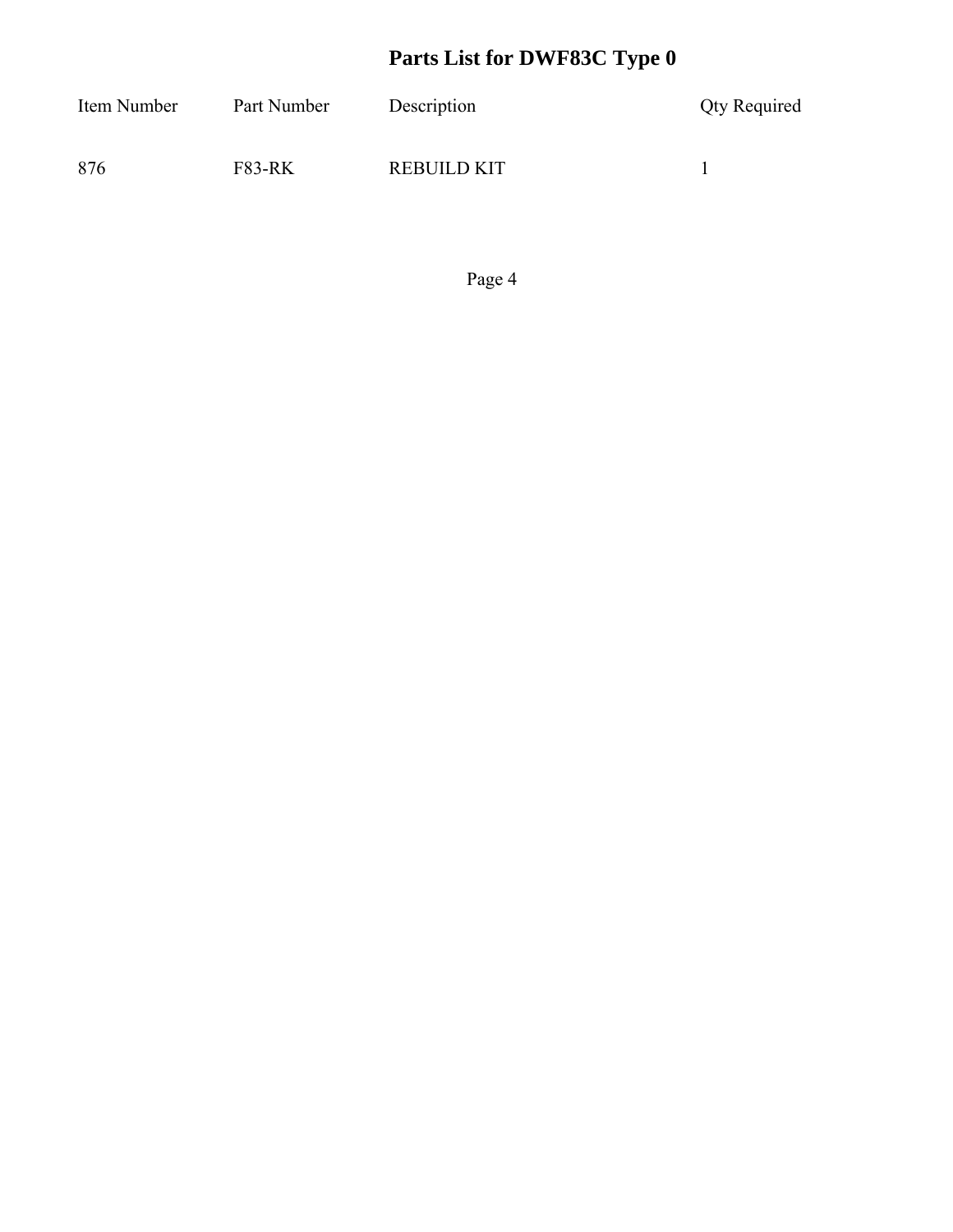# Parts List for DWF83C Type 0

| Item Number | Part Number | Description | Qty Required |
| --- | --- | --- | --- |
| 876 | F83-RK | REBUILD KIT | 1 |